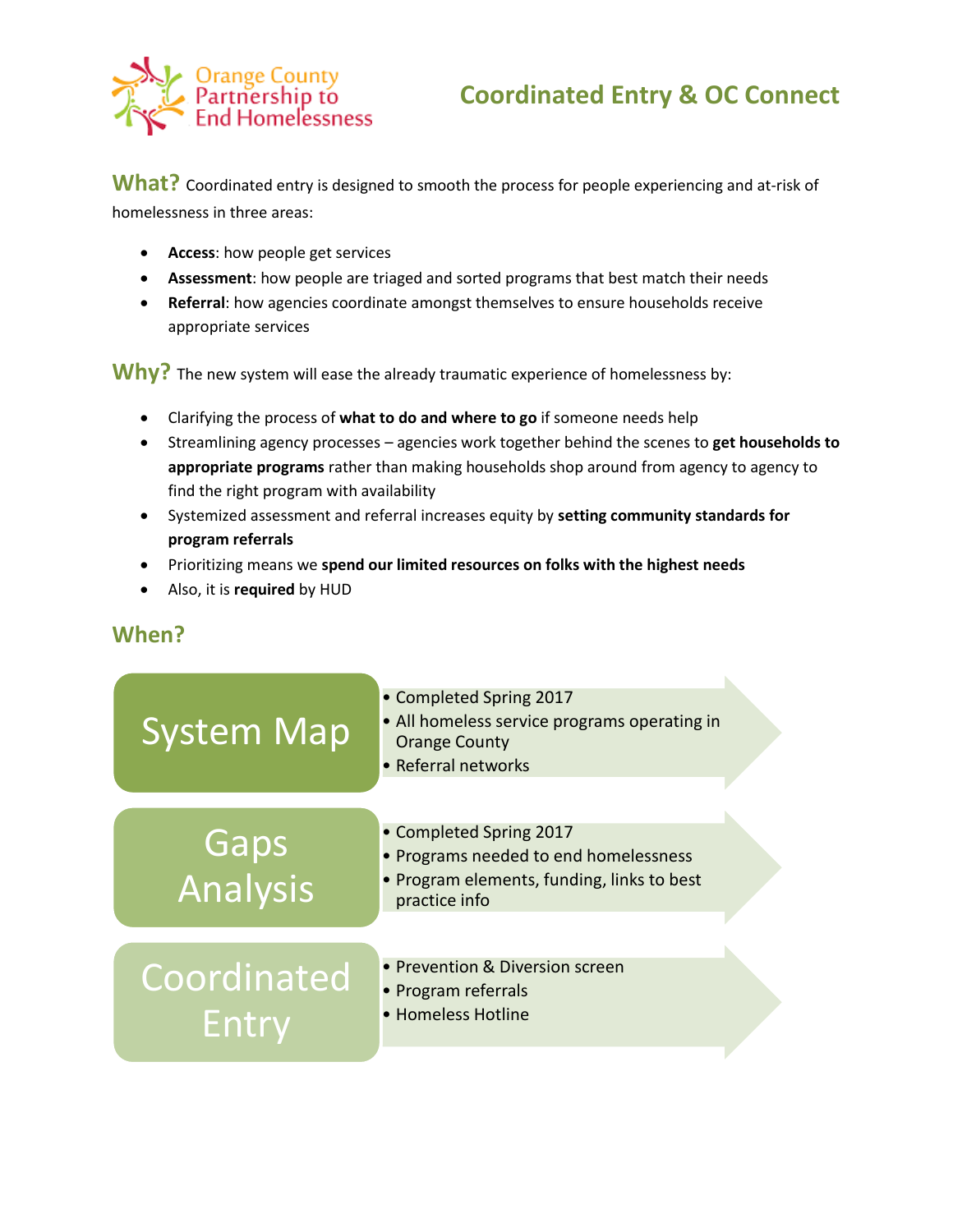Orange County Partnership to End Homelessness

# Coordinated Entry & OC Connect

**What?** Coordinated entry is designed to smooth the process for people experiencing and at-risk of homelessness in three areas:

- **Access**: how people get services
- **Assessment**: how people are triaged and sorted programs that best match their needs
- **Referral**: how agencies coordinate amongst themselves to ensure households receive appropriate services

**Why?** The new system will ease the already traumatic experience of homelessness by:

- Clarifying the process of **what to do and where to go** if someone needs help
- Streamlining agency processes – agencies work together behind the scenes to **get households to appropriate programs** rather than making households shop around from agency to agency to find the right program with availability
- Systemized assessment and referral increases equity by **setting community standards for program referrals**
- Prioritizing means we **spend our limited resources on folks with the highest needs**
- Also, it is **required** by HUD

## When?

**System Map**
- Completed Spring 2017
- All homeless service programs operating in Orange County
- Referral networks

**Gaps Analysis**
- Completed Spring 2017
- Programs needed to end homelessness
- Program elements, funding, links to best practice info

**Coordinated Entry**
- Prevention & Diversion screen
- Program referrals
- Homeless Hotline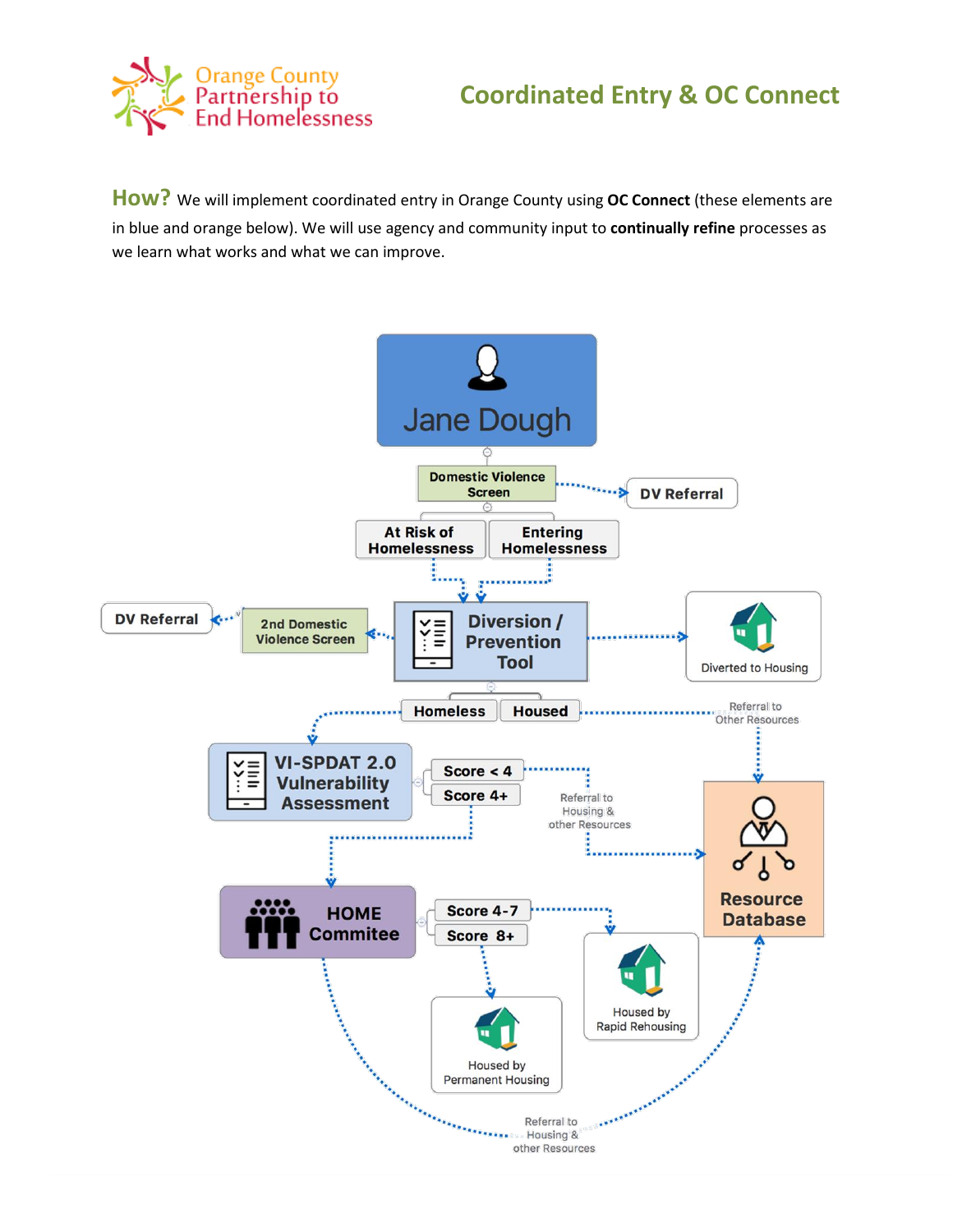Orange County Partnership to End Homelessness

# Coordinated Entry & OC Connect

**How?** We will implement coordinated entry in Orange County using **OC Connect** (these elements are in blue and orange below). We will use agency and community input to **continually refine** processes as we learn what works and what we can improve.

Jane Dough

Domestic Violence Screen

DV Referral

At Risk of Homelessness

Entering Homelessness

DV Referral

2nd Domestic Violence Screen

Diversion / Prevention Tool

Diverted to Housing

Homeless

Housed

Referral to Other Resources

VI-SPDAT 2.0 Vulnerability Assessment

Score < 4

Score 4+

Referral to Housing & other Resources

Resource Database

HOME Commitee

Score 4-7

Score 8+

Housed by Rapid Rehousing

Housed by Permanent Housing

Referral to Housing & other Resources